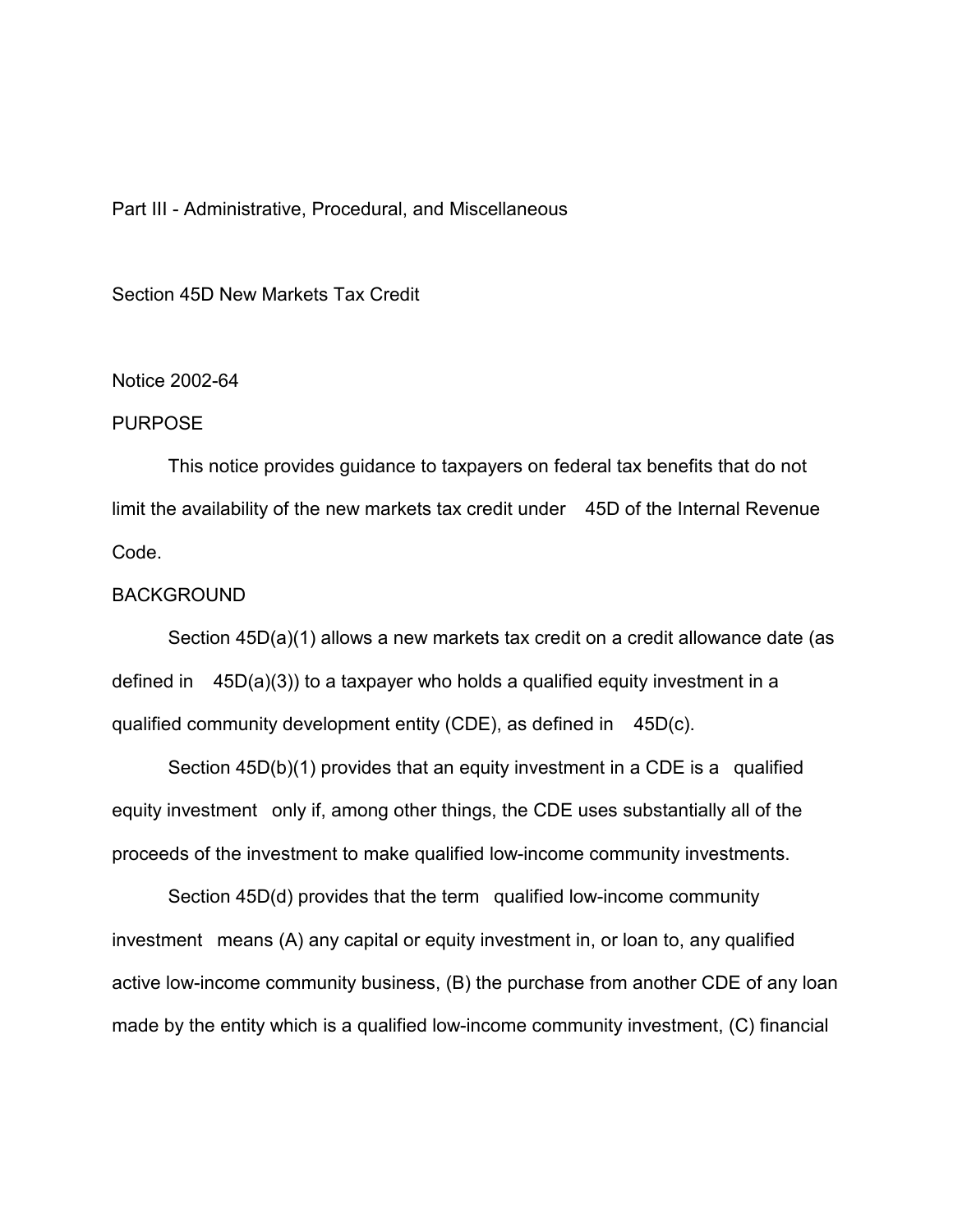Part III - Administrative, Procedural, and Miscellaneous

Section 45D New Markets Tax Credit

Notice 2002-64

PURPOSE

This notice provides guidance to taxpayers on federal tax benefits that do not limit the availability of the new markets tax credit under 45D of the Internal Revenue Code.

BACKGROUND

Section 45D(a)(1) allows a new markets tax credit on a credit allowance date (as defined in 45D(a)(3)) to a taxpayer who holds a qualified equity investment in a qualified community development entity (CDE), as defined in 45D(c).

Section 45D(b)(1) provides that an equity investment in a CDE is a qualified equity investment only if, among other things, the CDE uses substantially all of the proceeds of the investment to make qualified low-income community investments.

Section 45D(d) provides that the term qualified low-income community investment means (A) any capital or equity investment in, or loan to, any qualified active low-income community business, (B) the purchase from another CDE of any loan made by the entity which is a qualified low-income community investment, (C) financial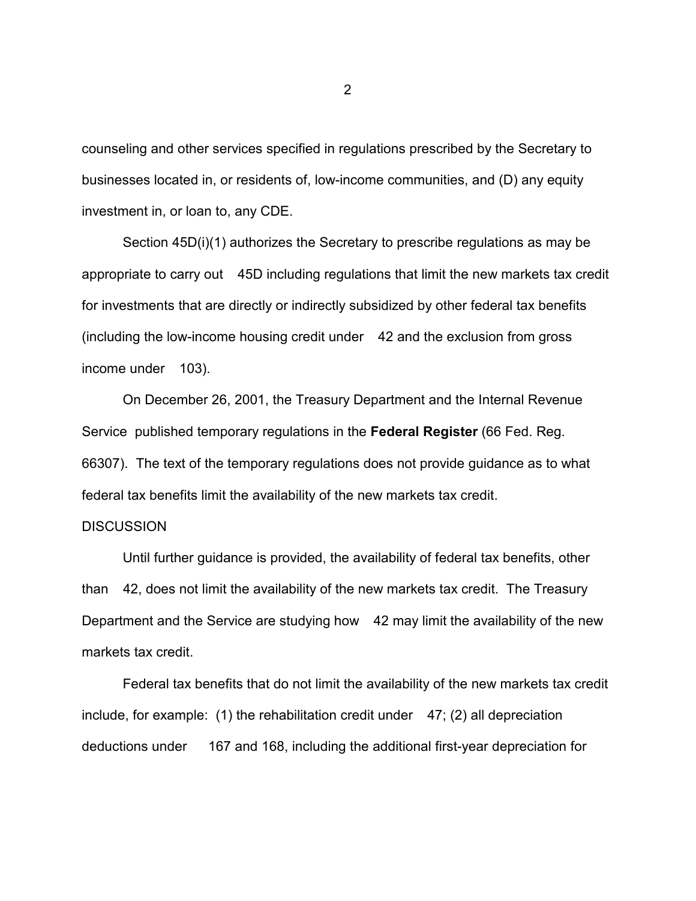counseling and other services specified in regulations prescribed by the Secretary to businesses located in, or residents of, low-income communities, and (D) any equity investment in, or loan to, any CDE.

Section 45D(i)(1) authorizes the Secretary to prescribe regulations as may be appropriate to carry out 45D including regulations that limit the new markets tax credit for investments that are directly or indirectly subsidized by other federal tax benefits (including the low-income housing credit under 42 and the exclusion from gross income under 103).

On December 26, 2001, the Treasury Department and the Internal Revenue Service published temporary regulations in the **Federal Register** (66 Fed. Reg. 66307). The text of the temporary regulations does not provide guidance as to what federal tax benefits limit the availability of the new markets tax credit.

DISCUSSION

Until further guidance is provided, the availability of federal tax benefits, other than 42, does not limit the availability of the new markets tax credit. The Treasury Department and the Service are studying how 42 may limit the availability of the new markets tax credit.

Federal tax benefits that do not limit the availability of the new markets tax credit include, for example: (1) the rehabilitation credit under 47; (2) all depreciation deductions under 167 and 168, including the additional first-year depreciation for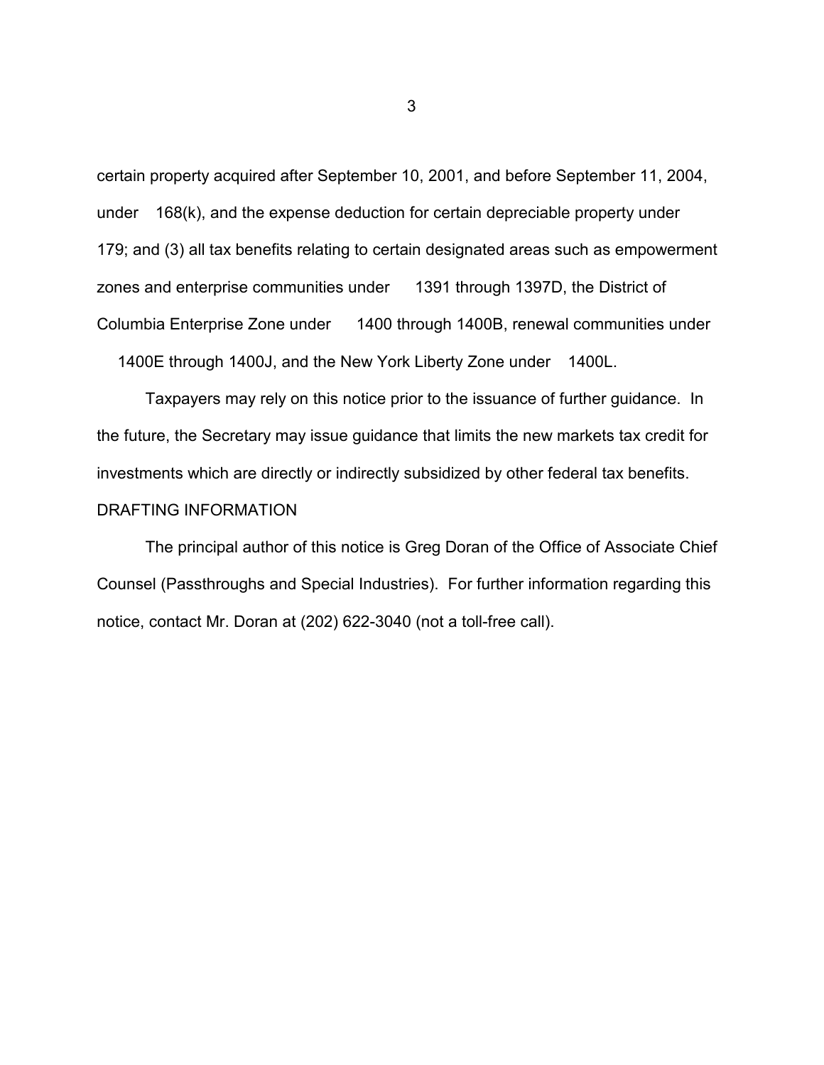certain property acquired after September 10, 2001, and before September 11, 2004, under 168(k), and the expense deduction for certain depreciable property under 179; and (3) all tax benefits relating to certain designated areas such as empowerment zones and enterprise communities under 1391 through 1397D, the District of Columbia Enterprise Zone under 1400 through 1400B, renewal communities under 1400E through 1400J, and the New York Liberty Zone under 1400L.

Taxpayers may rely on this notice prior to the issuance of further guidance. In the future, the Secretary may issue guidance that limits the new markets tax credit for investments which are directly or indirectly subsidized by other federal tax benefits.

DRAFTING INFORMATION

The principal author of this notice is Greg Doran of the Office of Associate Chief Counsel (Passthroughs and Special Industries). For further information regarding this notice, contact Mr. Doran at (202) 622-3040 (not a toll-free call).